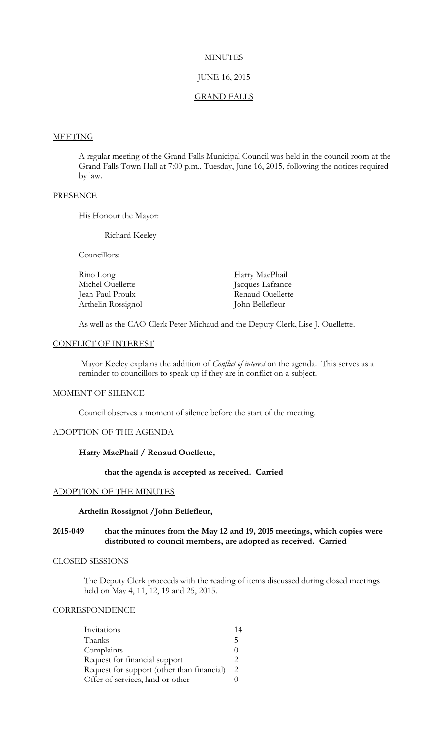MINUTES

JUNE 16, 2015

GRAND FALLS

## MEETING

A regular meeting of the Grand Falls Municipal Council was held in the council room at the Grand Falls Town Hall at 7:00 p.m., Tuesday, June 16, 2015, following the notices required by law.

## PRESENCE

His Honour the Mayor:

Richard Keeley

Councillors:

| | |
|---|---|
| Rino Long | Harry MacPhail |
| Michel Ouellette | Jacques Lafrance |
| Jean-Paul Proulx | Renaud Ouellette |
| Arthelin Rossignol | John Bellefleur |

As well as the CAO-Clerk Peter Michaud and the Deputy Clerk, Lise J. Ouellette.

## CONFLICT OF INTEREST

Mayor Keeley explains the addition of *Conflict of interest* on the agenda. This serves as a reminder to councillors to speak up if they are in conflict on a subject.

## MOMENT OF SILENCE

Council observes a moment of silence before the start of the meeting.

## ADOPTION OF THE AGENDA

**Harry MacPhail / Renaud Ouellette,**

**that the agenda is accepted as received. Carried**

## ADOPTION OF THE MINUTES

**Arthelin Rossignol /John Bellefleur,**

**2015-049 that the minutes from the May 12 and 19, 2015 meetings, which copies were distributed to council members, are adopted as received. Carried**

## CLOSED SESSIONS

The Deputy Clerk proceeds with the reading of items discussed during closed meetings held on May 4, 11, 12, 19 and 25, 2015.

## CORRESPONDENCE

| | |
|---|---|
| Invitations | 14 |
| Thanks | 5 |
| Complaints | 0 |
| Request for financial support | 2 |
| Request for support (other than financial) | 2 |
| Offer of services, land or other | 0 |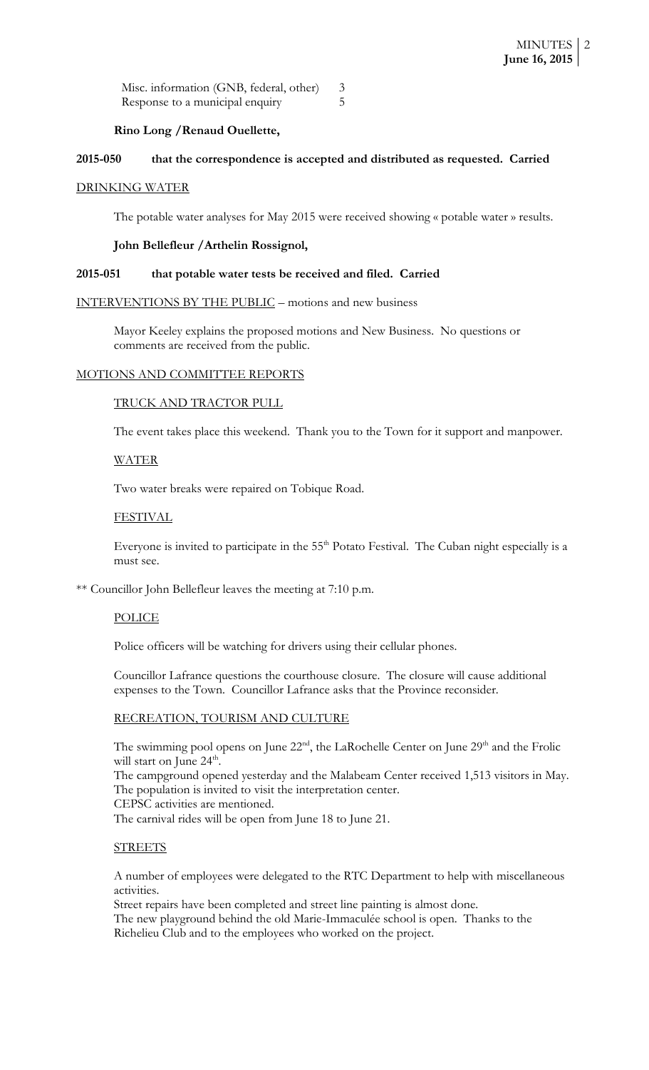| | |
|---|---|
| Misc. information (GNB, federal, other) | 3 |
| Response to a municipal enquiry | 5 |

**Rino Long /Renaud Ouellette,**

**2015-050 that the correspondence is accepted and distributed as requested. Carried**

DRINKING WATER

The potable water analyses for May 2015 were received showing « potable water » results.

**John Bellefleur /Arthelin Rossignol,**

**2015-051 that potable water tests be received and filed. Carried**

INTERVENTIONS BY THE PUBLIC – motions and new business

Mayor Keeley explains the proposed motions and New Business. No questions or comments are received from the public.

MOTIONS AND COMMITTEE REPORTS

TRUCK AND TRACTOR PULL

The event takes place this weekend. Thank you to the Town for it support and manpower.

WATER

Two water breaks were repaired on Tobique Road.

FESTIVAL

Everyone is invited to participate in the 55th Potato Festival. The Cuban night especially is a must see.

** Councillor John Bellefleur leaves the meeting at 7:10 p.m.

POLICE

Police officers will be watching for drivers using their cellular phones.

Councillor Lafrance questions the courthouse closure. The closure will cause additional expenses to the Town. Councillor Lafrance asks that the Province reconsider.

RECREATION, TOURISM AND CULTURE

The swimming pool opens on June 22nd, the LaRochelle Center on June 29th and the Frolic will start on June 24th.
The campground opened yesterday and the Malabeam Center received 1,513 visitors in May.
The population is invited to visit the interpretation center.
CEPSC activities are mentioned.
The carnival rides will be open from June 18 to June 21.

STREETS

A number of employees were delegated to the RTC Department to help with miscellaneous activities.
Street repairs have been completed and street line painting is almost done.
The new playground behind the old Marie-Immaculée school is open. Thanks to the Richelieu Club and to the employees who worked on the project.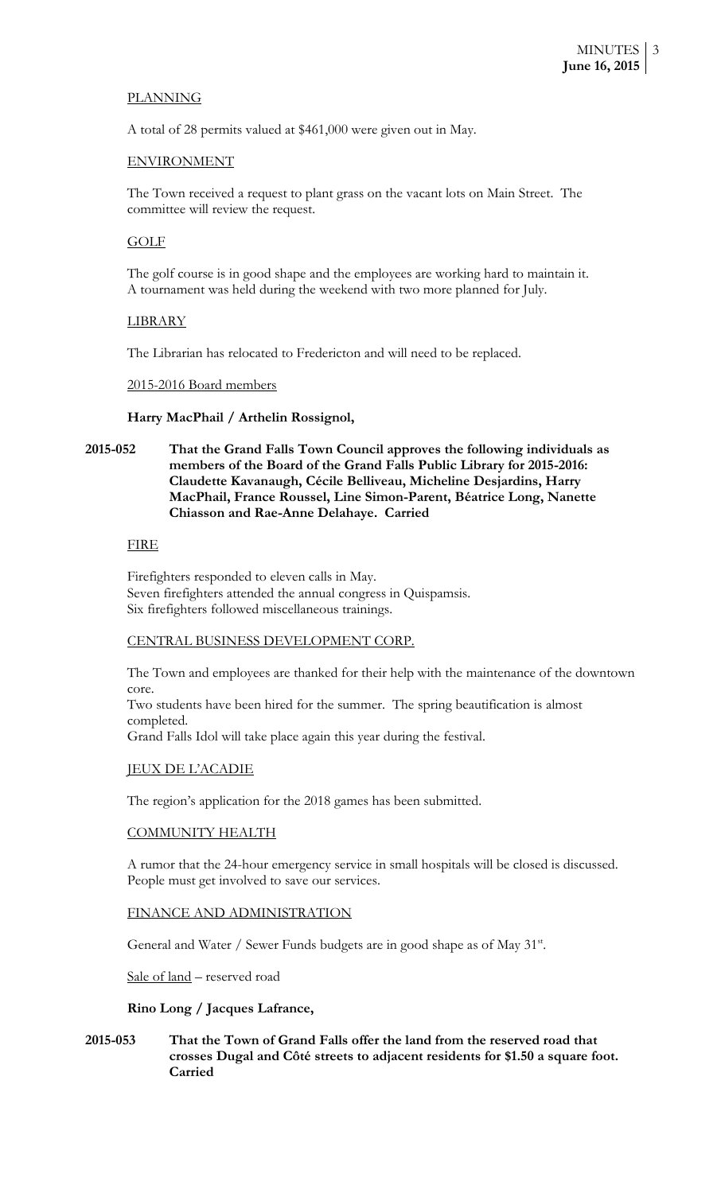PLANNING

A total of 28 permits valued at $461,000 were given out in May.

ENVIRONMENT

The Town received a request to plant grass on the vacant lots on Main Street. The committee will review the request.

GOLF

The golf course is in good shape and the employees are working hard to maintain it. A tournament was held during the weekend with two more planned for July.

LIBRARY

The Librarian has relocated to Fredericton and will need to be replaced.

2015-2016 Board members

**Harry MacPhail / Arthelin Rossignol,**

**2015-052 That the Grand Falls Town Council approves the following individuals as members of the Board of the Grand Falls Public Library for 2015-2016: Claudette Kavanaugh, Cécile Belliveau, Micheline Desjardins, Harry MacPhail, France Roussel, Line Simon-Parent, Béatrice Long, Nanette Chiasson and Rae-Anne Delahaye. Carried**

FIRE

Firefighters responded to eleven calls in May.
Seven firefighters attended the annual congress in Quispamsis.
Six firefighters followed miscellaneous trainings.

CENTRAL BUSINESS DEVELOPMENT CORP.

The Town and employees are thanked for their help with the maintenance of the downtown core.
Two students have been hired for the summer. The spring beautification is almost completed.
Grand Falls Idol will take place again this year during the festival.

JEUX DE L'ACADIE

The region's application for the 2018 games has been submitted.

COMMUNITY HEALTH

A rumor that the 24-hour emergency service in small hospitals will be closed is discussed. People must get involved to save our services.

FINANCE AND ADMINISTRATION

General and Water / Sewer Funds budgets are in good shape as of May 31st.

Sale of land – reserved road

**Rino Long / Jacques Lafrance,**

**2015-053 That the Town of Grand Falls offer the land from the reserved road that crosses Dugal and Côté streets to adjacent residents for $1.50 a square foot. Carried**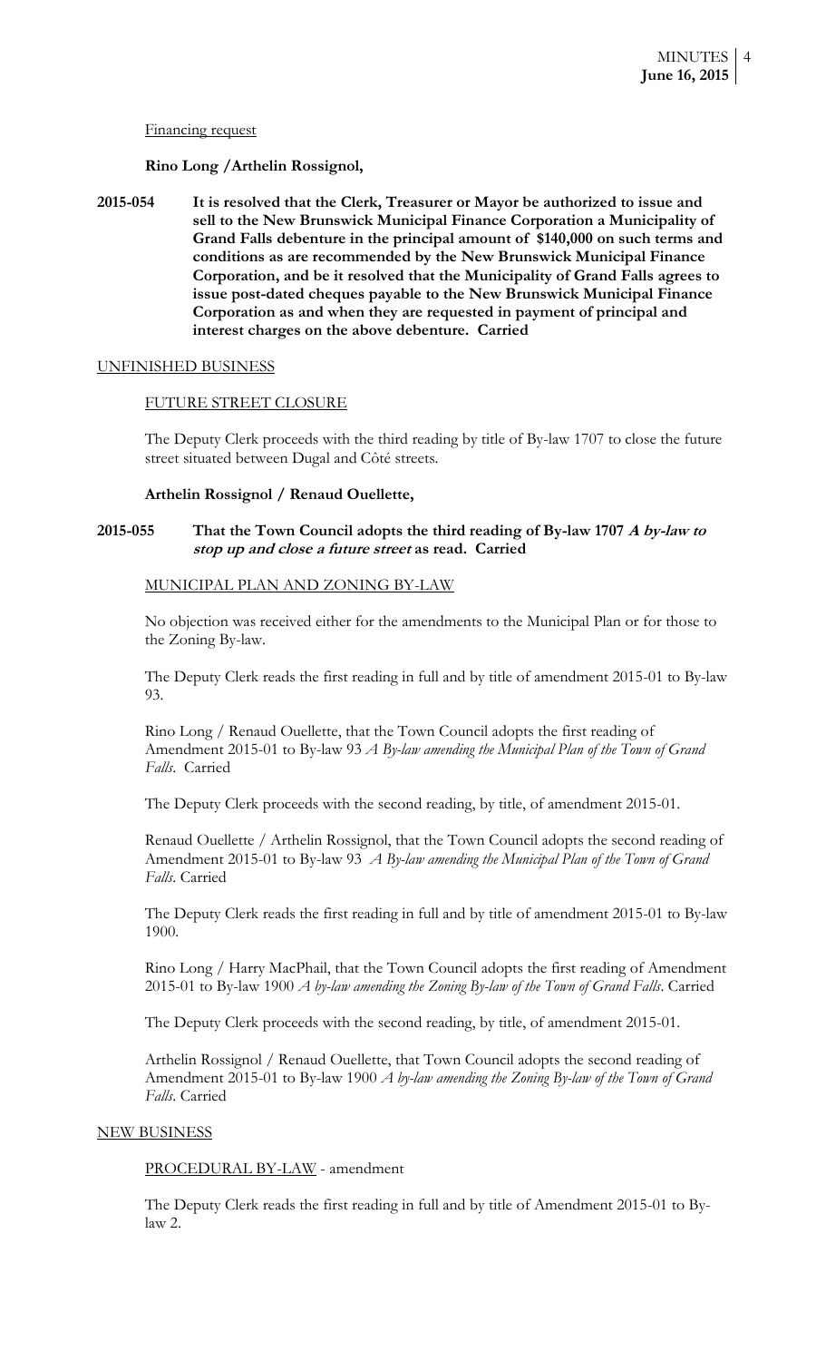Financing request

**Rino Long /Arthelin Rossignol,**

**2015-054 It is resolved that the Clerk, Treasurer or Mayor be authorized to issue and sell to the New Brunswick Municipal Finance Corporation a Municipality of Grand Falls debenture in the principal amount of $140,000 on such terms and conditions as are recommended by the New Brunswick Municipal Finance Corporation, and be it resolved that the Municipality of Grand Falls agrees to issue post-dated cheques payable to the New Brunswick Municipal Finance Corporation as and when they are requested in payment of principal and interest charges on the above debenture. Carried**

UNFINISHED BUSINESS

FUTURE STREET CLOSURE

The Deputy Clerk proceeds with the third reading by title of By-law 1707 to close the future street situated between Dugal and Côté streets.

**Arthelin Rossignol / Renaud Ouellette,**

**2015-055 That the Town Council adopts the third reading of By-law 1707 *A by-law to stop up and close a future street* as read. Carried**

MUNICIPAL PLAN AND ZONING BY-LAW

No objection was received either for the amendments to the Municipal Plan or for those to the Zoning By-law.

The Deputy Clerk reads the first reading in full and by title of amendment 2015-01 to By-law 93.

Rino Long / Renaud Ouellette, that the Town Council adopts the first reading of Amendment 2015-01 to By-law 93 *A By-law amending the Municipal Plan of the Town of Grand Falls*. Carried

The Deputy Clerk proceeds with the second reading, by title, of amendment 2015-01.

Renaud Ouellette / Arthelin Rossignol, that the Town Council adopts the second reading of Amendment 2015-01 to By-law 93 *A By-law amending the Municipal Plan of the Town of Grand Falls*. Carried

The Deputy Clerk reads the first reading in full and by title of amendment 2015-01 to By-law 1900.

Rino Long / Harry MacPhail, that the Town Council adopts the first reading of Amendment 2015-01 to By-law 1900 *A by-law amending the Zoning By-law of the Town of Grand Falls*. Carried

The Deputy Clerk proceeds with the second reading, by title, of amendment 2015-01.

Arthelin Rossignol / Renaud Ouellette, that Town Council adopts the second reading of Amendment 2015-01 to By-law 1900 *A by-law amending the Zoning By-law of the Town of Grand Falls*. Carried

NEW BUSINESS

PROCEDURAL BY-LAW - amendment

The Deputy Clerk reads the first reading in full and by title of Amendment 2015-01 to By-law 2.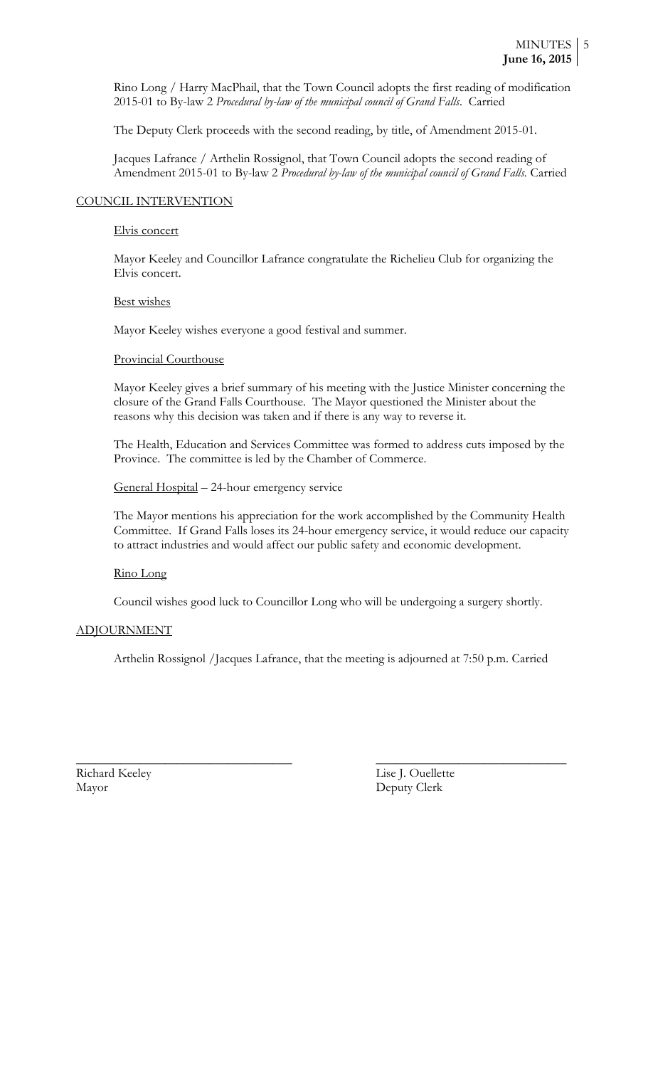Rino Long / Harry MacPhail, that the Town Council adopts the first reading of modification 2015-01 to By-law 2 *Procedural by-law of the municipal council of Grand Falls*. Carried

The Deputy Clerk proceeds with the second reading, by title, of Amendment 2015-01.

Jacques Lafrance / Arthelin Rossignol, that Town Council adopts the second reading of Amendment 2015-01 to By-law 2 *Procedural by-law of the municipal council of Grand Falls.* Carried

## COUNCIL INTERVENTION

### Elvis concert

Mayor Keeley and Councillor Lafrance congratulate the Richelieu Club for organizing the Elvis concert.

### Best wishes

Mayor Keeley wishes everyone a good festival and summer.

### Provincial Courthouse

Mayor Keeley gives a brief summary of his meeting with the Justice Minister concerning the closure of the Grand Falls Courthouse. The Mayor questioned the Minister about the reasons why this decision was taken and if there is any way to reverse it.

The Health, Education and Services Committee was formed to address cuts imposed by the Province. The committee is led by the Chamber of Commerce.

### General Hospital – 24-hour emergency service

The Mayor mentions his appreciation for the work accomplished by the Community Health Committee. If Grand Falls loses its 24-hour emergency service, it would reduce our capacity to attract industries and would affect our public safety and economic development.

### Rino Long

Council wishes good luck to Councillor Long who will be undergoing a surgery shortly.

## ADJOURNMENT

Arthelin Rossignol /Jacques Lafrance, that the meeting is adjourned at 7:50 p.m. Carried

\_\_\_\_\_\_\_\_\_\_\_\_\_\_\_\_\_\_\_\_\_\_\_\_\_\_\_\_\_\_\_\_\_\_

Richard Keeley
Mayor

\_\_\_\_\_\_\_\_\_\_\_\_\_\_\_\_\_\_\_\_\_\_\_\_\_\_\_\_\_\_\_\_\_\_

Lise J. Ouellette
Deputy Clerk